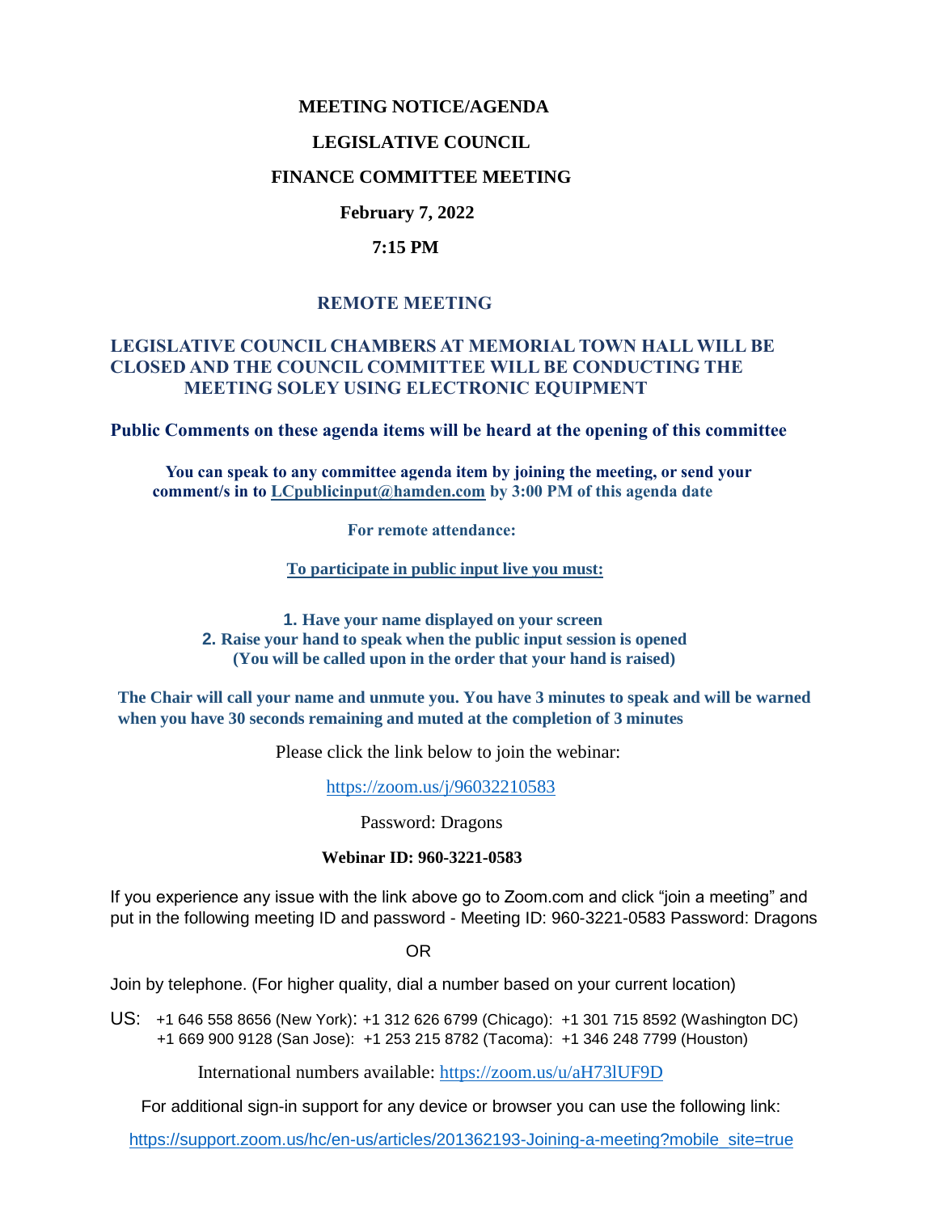# MEETING NOTICE/AGENDA

# LEGISLATIVE COUNCIL

# FINANCE COMMITTEE MEETING

**February 7, 2022**

**7:15 PM**

## REMOTE MEETING

**LEGISLATIVE COUNCIL CHAMBERS AT MEMORIAL TOWN HALL WILL BE CLOSED AND THE COUNCIL COMMITTEE WILL BE CONDUCTING THE MEETING SOLEY USING ELECTRONIC EQUIPMENT**

**Public Comments on these agenda items will be heard at the opening of this committee**

**You can speak to any committee agenda item by joining the meeting, or send your comment/s in to LCpublicinput@hamden.com by 3:00 PM of this agenda date**

**For remote attendance:**

**To participate in public input live you must:**

1. **Have your name displayed on your screen**
2. **Raise your hand to speak when the public input session is opened (You will be called upon in the order that your hand is raised)**

**The Chair will call your name and unmute you. You have 3 minutes to speak and will be warned when you have 30 seconds remaining and muted at the completion of 3 minutes**

Please click the link below to join the webinar:

https://zoom.us/j/96032210583

Password: Dragons

**Webinar ID: 960-3221-0583**

If you experience any issue with the link above go to Zoom.com and click "join a meeting" and put in the following meeting ID and password - Meeting ID: 960-3221-0583 Password: Dragons

OR

Join by telephone. (For higher quality, dial a number based on your current location)

US: +1 646 558 8656 (New York): +1 312 626 6799 (Chicago): +1 301 715 8592 (Washington DC) +1 669 900 9128 (San Jose): +1 253 215 8782 (Tacoma): +1 346 248 7799 (Houston)

International numbers available: https://zoom.us/u/aH73lUF9D

For additional sign-in support for any device or browser you can use the following link:

https://support.zoom.us/hc/en-us/articles/201362193-Joining-a-meeting?mobile_site=true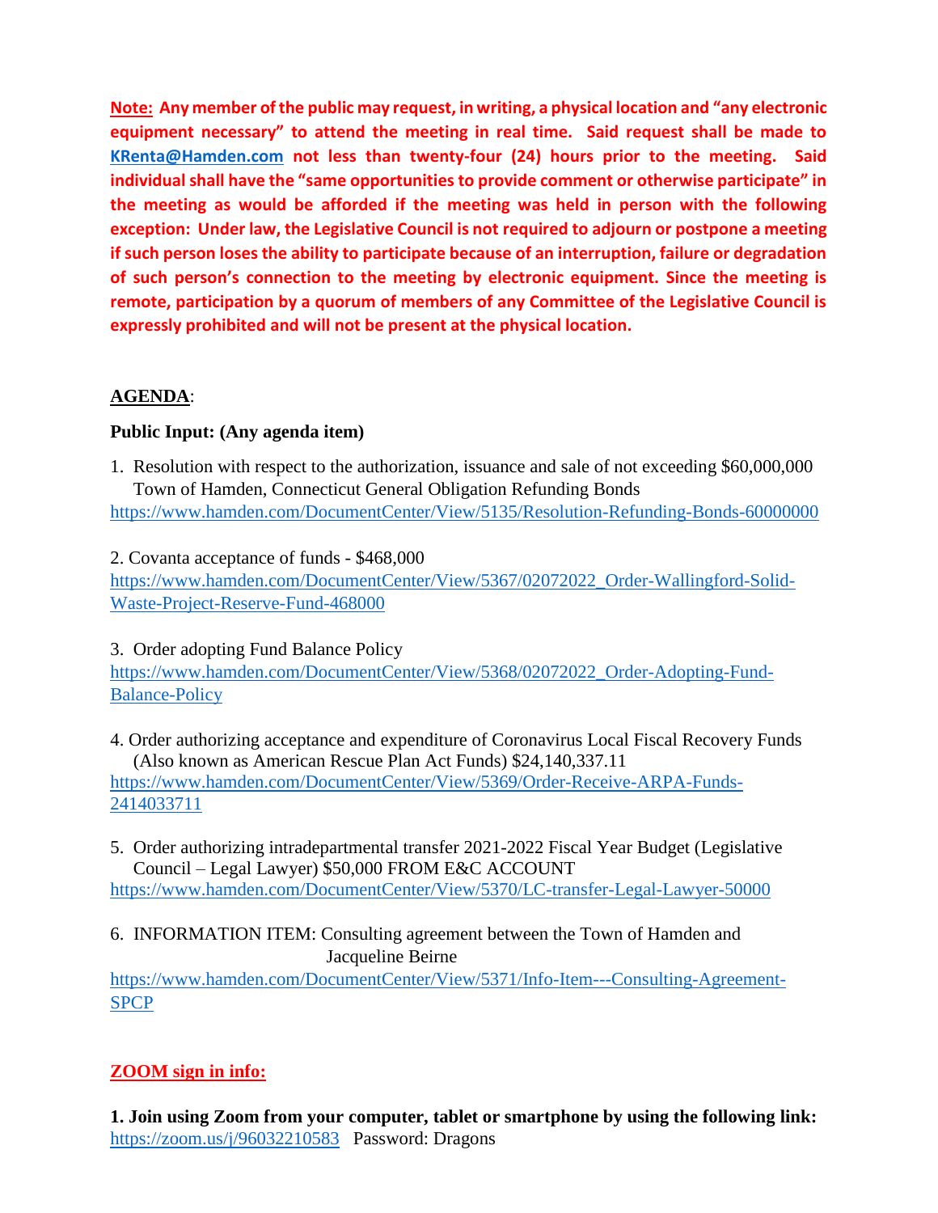**Note: Any member of the public may request, in writing, a physical location and "any electronic equipment necessary" to attend the meeting in real time. Said request shall be made to KRenta@Hamden.com not less than twenty-four (24) hours prior to the meeting. Said individual shall have the "same opportunities to provide comment or otherwise participate" in the meeting as would be afforded if the meeting was held in person with the following exception: Under law, the Legislative Council is not required to adjourn or postpone a meeting if such person loses the ability to participate because of an interruption, failure or degradation of such person's connection to the meeting by electronic equipment. Since the meeting is remote, participation by a quorum of members of any Committee of the Legislative Council is expressly prohibited and will not be present at the physical location.**

**AGENDA**:

**Public Input: (Any agenda item)**

1. Resolution with respect to the authorization, issuance and sale of not exceeding $60,000,000 Town of Hamden, Connecticut General Obligation Refunding Bonds
https://www.hamden.com/DocumentCenter/View/5135/Resolution-Refunding-Bonds-60000000

2. Covanta acceptance of funds - $468,000
https://www.hamden.com/DocumentCenter/View/5367/02072022_Order-Wallingford-Solid-Waste-Project-Reserve-Fund-468000

3. Order adopting Fund Balance Policy
https://www.hamden.com/DocumentCenter/View/5368/02072022_Order-Adopting-Fund-Balance-Policy

4. Order authorizing acceptance and expenditure of Coronavirus Local Fiscal Recovery Funds (Also known as American Rescue Plan Act Funds) $24,140,337.11
https://www.hamden.com/DocumentCenter/View/5369/Order-Receive-ARPA-Funds-2414033711

5. Order authorizing intradepartmental transfer 2021-2022 Fiscal Year Budget (Legislative Council – Legal Lawyer) $50,000 FROM E&C ACCOUNT
https://www.hamden.com/DocumentCenter/View/5370/LC-transfer-Legal-Lawyer-50000

6. INFORMATION ITEM: Consulting agreement between the Town of Hamden and Jacqueline Beirne
https://www.hamden.com/DocumentCenter/View/5371/Info-Item---Consulting-Agreement-SPCP

**ZOOM sign in info:**

**1. Join using Zoom from your computer, tablet or smartphone by using the following link:**
https://zoom.us/j/96032210583 Password: Dragons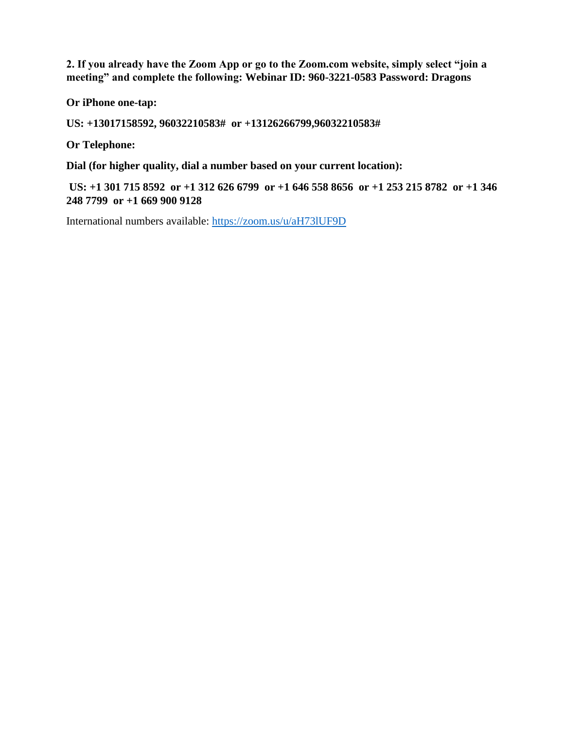**2. If you already have the Zoom App or go to the Zoom.com website, simply select "join a meeting" and complete the following: Webinar ID: 960-3221-0583 Password: Dragons**

**Or iPhone one-tap:**

**US: +13017158592, 96032210583# or +13126266799,96032210583#**

**Or Telephone:**

**Dial (for higher quality, dial a number based on your current location):**

**US: +1 301 715 8592 or +1 312 626 6799 or +1 646 558 8656 or +1 253 215 8782 or +1 346 248 7799 or +1 669 900 9128**

International numbers available: https://zoom.us/u/aH73lUF9D